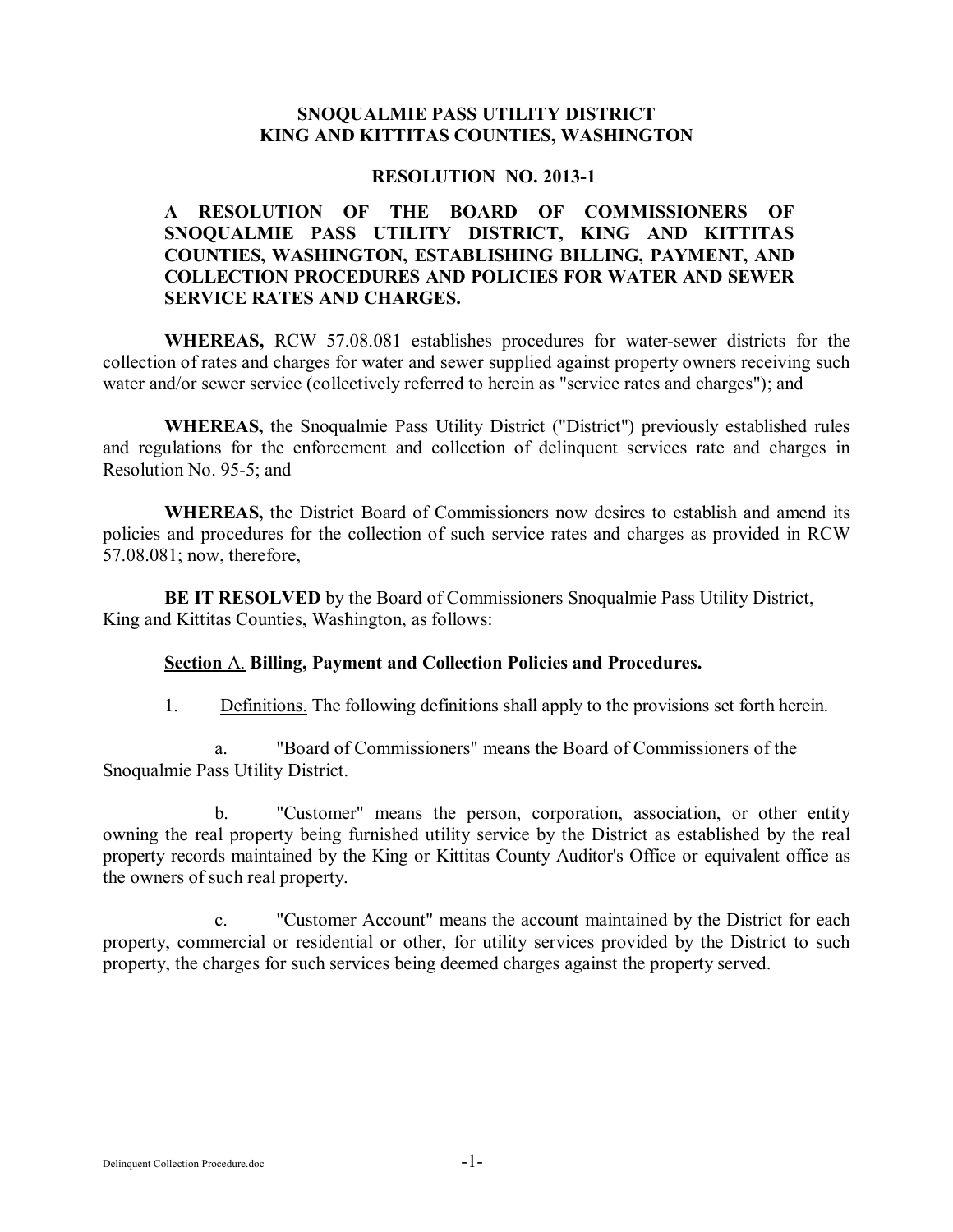# SNOQUALMIE PASS UTILITY DISTRICT
# KING AND KITTITAS COUNTIES, WASHINGTON

## RESOLUTION NO. 2013-1

**A RESOLUTION OF THE BOARD OF COMMISSIONERS OF SNOQUALMIE PASS UTILITY DISTRICT, KING AND KITTITAS COUNTIES, WASHINGTON, ESTABLISHING BILLING, PAYMENT, AND COLLECTION PROCEDURES AND POLICIES FOR WATER AND SEWER SERVICE RATES AND CHARGES.**

**WHEREAS,** RCW 57.08.081 establishes procedures for water-sewer districts for the collection of rates and charges for water and sewer supplied against property owners receiving such water and/or sewer service (collectively referred to herein as "service rates and charges"); and

**WHEREAS,** the Snoqualmie Pass Utility District ("District") previously established rules and regulations for the enforcement and collection of delinquent services rate and charges in Resolution No. 95-5; and

**WHEREAS,** the District Board of Commissioners now desires to establish and amend its policies and procedures for the collection of such service rates and charges as provided in RCW 57.08.081; now, therefore,

**BE IT RESOLVED** by the Board of Commissioners Snoqualmie Pass Utility District, King and Kittitas Counties, Washington, as follows:

**Section A. Billing, Payment and Collection Policies and Procedures.**

1. Definitions. The following definitions shall apply to the provisions set forth herein.

   a. "Board of Commissioners" means the Board of Commissioners of the Snoqualmie Pass Utility District.

   b. "Customer" means the person, corporation, association, or other entity owning the real property being furnished utility service by the District as established by the real property records maintained by the King or Kittitas County Auditor's Office or equivalent office as the owners of such real property.

   c. "Customer Account" means the account maintained by the District for each property, commercial or residential or other, for utility services provided by the District to such property, the charges for such services being deemed charges against the property served.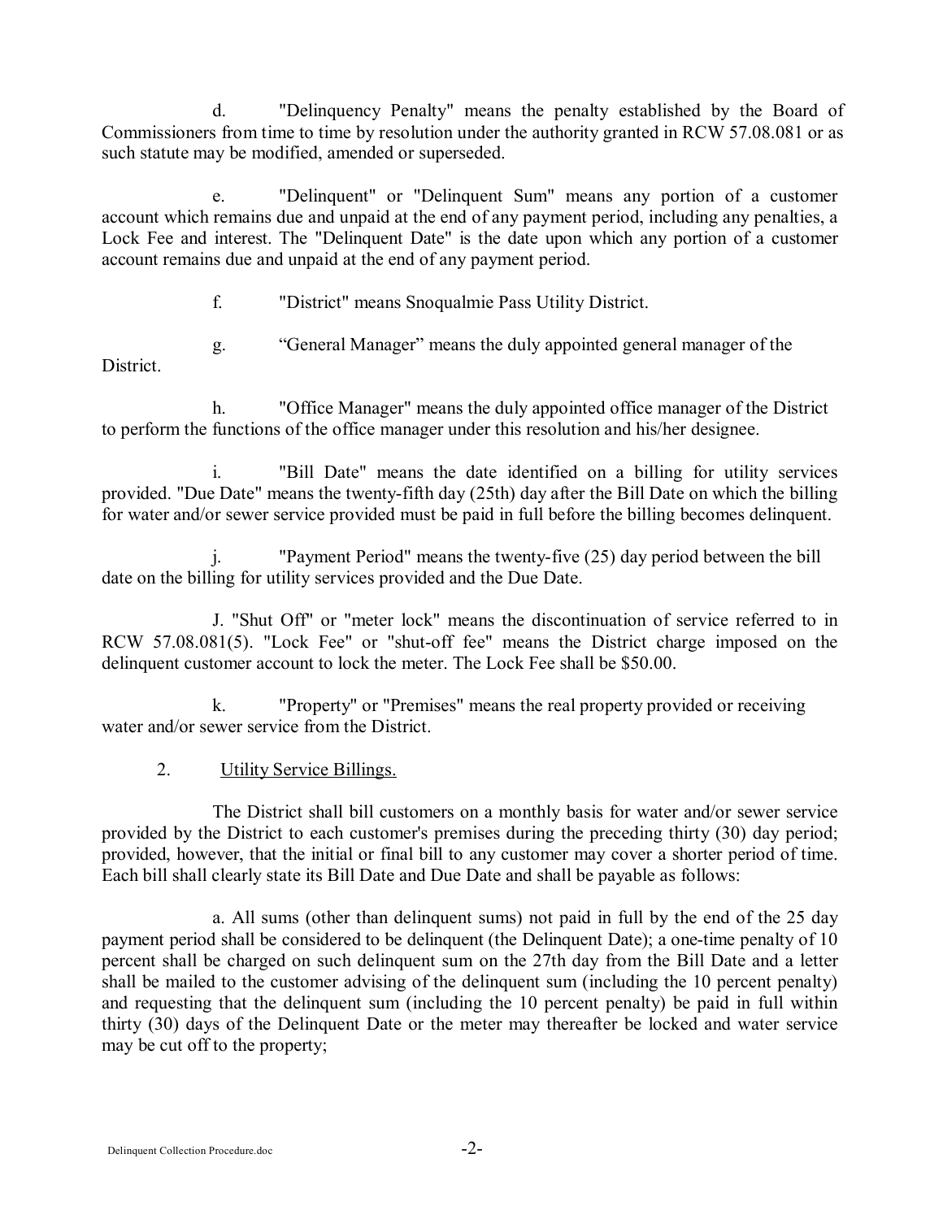d. "Delinquency Penalty" means the penalty established by the Board of Commissioners from time to time by resolution under the authority granted in RCW 57.08.081 or as such statute may be modified, amended or superseded.

e. "Delinquent" or "Delinquent Sum" means any portion of a customer account which remains due and unpaid at the end of any payment period, including any penalties, a Lock Fee and interest. The "Delinquent Date" is the date upon which any portion of a customer account remains due and unpaid at the end of any payment period.

f. "District" means Snoqualmie Pass Utility District.

g. "General Manager" means the duly appointed general manager of the District.

h. "Office Manager" means the duly appointed office manager of the District to perform the functions of the office manager under this resolution and his/her designee.

i. "Bill Date" means the date identified on a billing for utility services provided. "Due Date" means the twenty-fifth day (25th) day after the Bill Date on which the billing for water and/or sewer service provided must be paid in full before the billing becomes delinquent.

j. "Payment Period" means the twenty-five (25) day period between the bill date on the billing for utility services provided and the Due Date.

J. "Shut Off" or "meter lock" means the discontinuation of service referred to in RCW 57.08.081(5). "Lock Fee" or "shut-off fee" means the District charge imposed on the delinquent customer account to lock the meter. The Lock Fee shall be $50.00.

k. "Property" or "Premises" means the real property provided or receiving water and/or sewer service from the District.

2. <u>Utility Service Billings.</u>

The District shall bill customers on a monthly basis for water and/or sewer service provided by the District to each customer's premises during the preceding thirty (30) day period; provided, however, that the initial or final bill to any customer may cover a shorter period of time. Each bill shall clearly state its Bill Date and Due Date and shall be payable as follows:

a. All sums (other than delinquent sums) not paid in full by the end of the 25 day payment period shall be considered to be delinquent (the Delinquent Date); a one-time penalty of 10 percent shall be charged on such delinquent sum on the 27th day from the Bill Date and a letter shall be mailed to the customer advising of the delinquent sum (including the 10 percent penalty) and requesting that the delinquent sum (including the 10 percent penalty) be paid in full within thirty (30) days of the Delinquent Date or the meter may thereafter be locked and water service may be cut off to the property;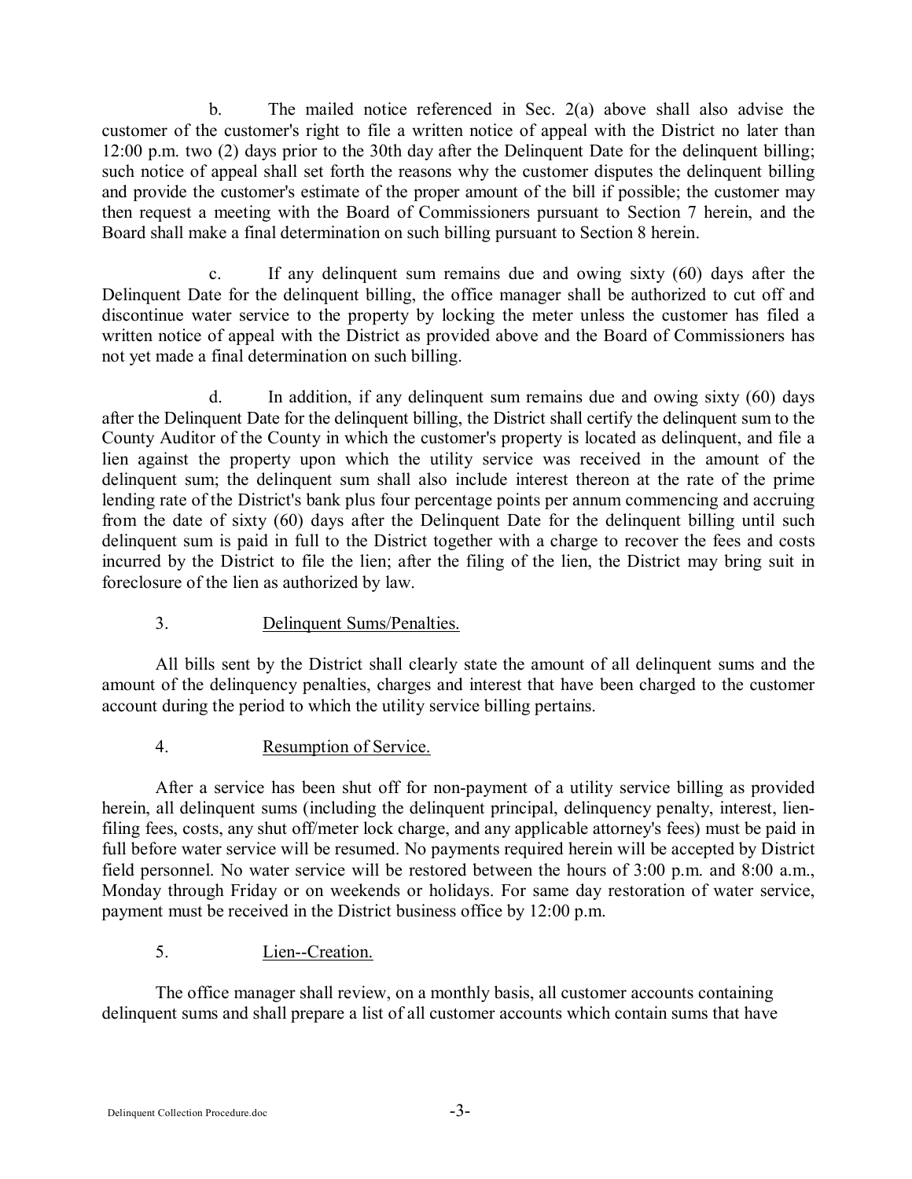b. The mailed notice referenced in Sec. 2(a) above shall also advise the customer of the customer's right to file a written notice of appeal with the District no later than 12:00 p.m. two (2) days prior to the 30th day after the Delinquent Date for the delinquent billing; such notice of appeal shall set forth the reasons why the customer disputes the delinquent billing and provide the customer's estimate of the proper amount of the bill if possible; the customer may then request a meeting with the Board of Commissioners pursuant to Section 7 herein, and the Board shall make a final determination on such billing pursuant to Section 8 herein.

c. If any delinquent sum remains due and owing sixty (60) days after the Delinquent Date for the delinquent billing, the office manager shall be authorized to cut off and discontinue water service to the property by locking the meter unless the customer has filed a written notice of appeal with the District as provided above and the Board of Commissioners has not yet made a final determination on such billing.

d. In addition, if any delinquent sum remains due and owing sixty (60) days after the Delinquent Date for the delinquent billing, the District shall certify the delinquent sum to the County Auditor of the County in which the customer's property is located as delinquent, and file a lien against the property upon which the utility service was received in the amount of the delinquent sum; the delinquent sum shall also include interest thereon at the rate of the prime lending rate of the District's bank plus four percentage points per annum commencing and accruing from the date of sixty (60) days after the Delinquent Date for the delinquent billing until such delinquent sum is paid in full to the District together with a charge to recover the fees and costs incurred by the District to file the lien; after the filing of the lien, the District may bring suit in foreclosure of the lien as authorized by law.

3. <u>Delinquent Sums/Penalties.</u>

All bills sent by the District shall clearly state the amount of all delinquent sums and the amount of the delinquency penalties, charges and interest that have been charged to the customer account during the period to which the utility service billing pertains.

4. <u>Resumption of Service.</u>

After a service has been shut off for non-payment of a utility service billing as provided herein, all delinquent sums (including the delinquent principal, delinquency penalty, interest, lien-filing fees, costs, any shut off/meter lock charge, and any applicable attorney's fees) must be paid in full before water service will be resumed. No payments required herein will be accepted by District field personnel. No water service will be restored between the hours of 3:00 p.m. and 8:00 a.m., Monday through Friday or on weekends or holidays. For same day restoration of water service, payment must be received in the District business office by 12:00 p.m.

5. <u>Lien--Creation.</u>

The office manager shall review, on a monthly basis, all customer accounts containing delinquent sums and shall prepare a list of all customer accounts which contain sums that have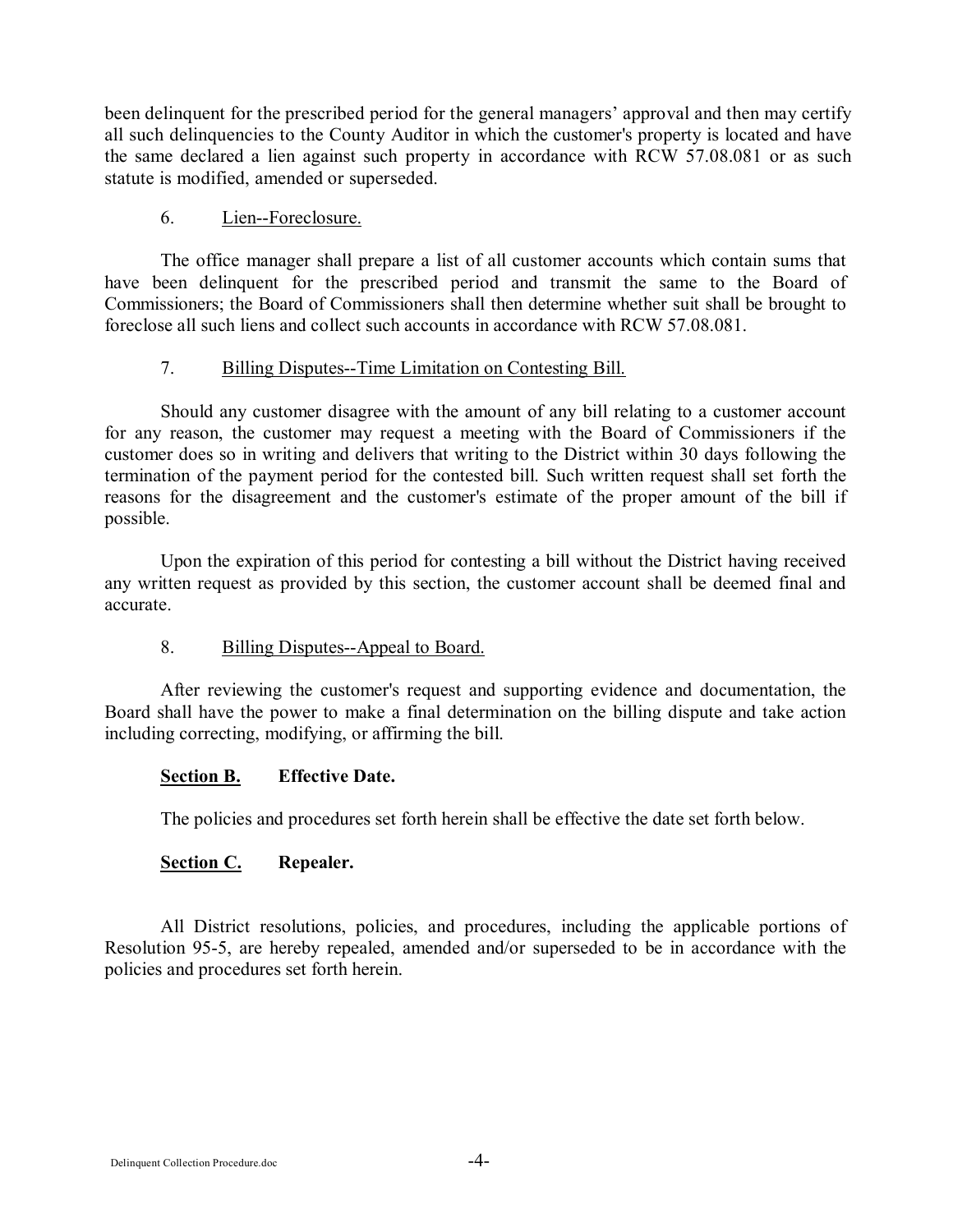been delinquent for the prescribed period for the general managers' approval and then may certify all such delinquencies to the County Auditor in which the customer's property is located and have the same declared a lien against such property in accordance with RCW 57.08.081 or as such statute is modified, amended or superseded.

6. <u>Lien--Foreclosure.</u>

The office manager shall prepare a list of all customer accounts which contain sums that have been delinquent for the prescribed period and transmit the same to the Board of Commissioners; the Board of Commissioners shall then determine whether suit shall be brought to foreclose all such liens and collect such accounts in accordance with RCW 57.08.081.

7. <u>Billing Disputes--Time Limitation on Contesting Bill.</u>

Should any customer disagree with the amount of any bill relating to a customer account for any reason, the customer may request a meeting with the Board of Commissioners if the customer does so in writing and delivers that writing to the District within 30 days following the termination of the payment period for the contested bill. Such written request shall set forth the reasons for the disagreement and the customer's estimate of the proper amount of the bill if possible.

Upon the expiration of this period for contesting a bill without the District having received any written request as provided by this section, the customer account shall be deemed final and accurate.

8. <u>Billing Disputes--Appeal to Board.</u>

After reviewing the customer's request and supporting evidence and documentation, the Board shall have the power to make a final determination on the billing dispute and take action including correcting, modifying, or affirming the bill.

**<u>Section B.</u> Effective Date.**

The policies and procedures set forth herein shall be effective the date set forth below.

**<u>Section C.</u> Repealer.**

All District resolutions, policies, and procedures, including the applicable portions of Resolution 95-5, are hereby repealed, amended and/or superseded to be in accordance with the policies and procedures set forth herein.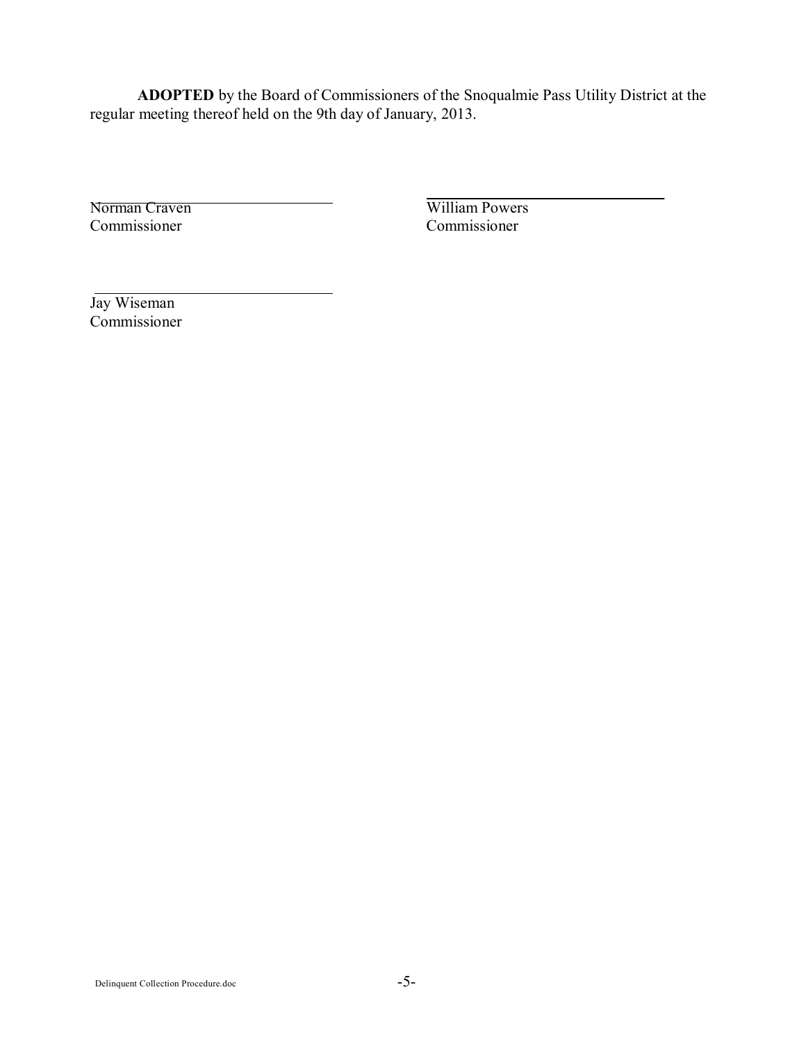**ADOPTED** by the Board of Commissioners of the Snoqualmie Pass Utility District at the regular meeting thereof held on the 9th day of January, 2013.

Norman Craven
Commissioner

William Powers
Commissioner

Jay Wiseman
Commissioner